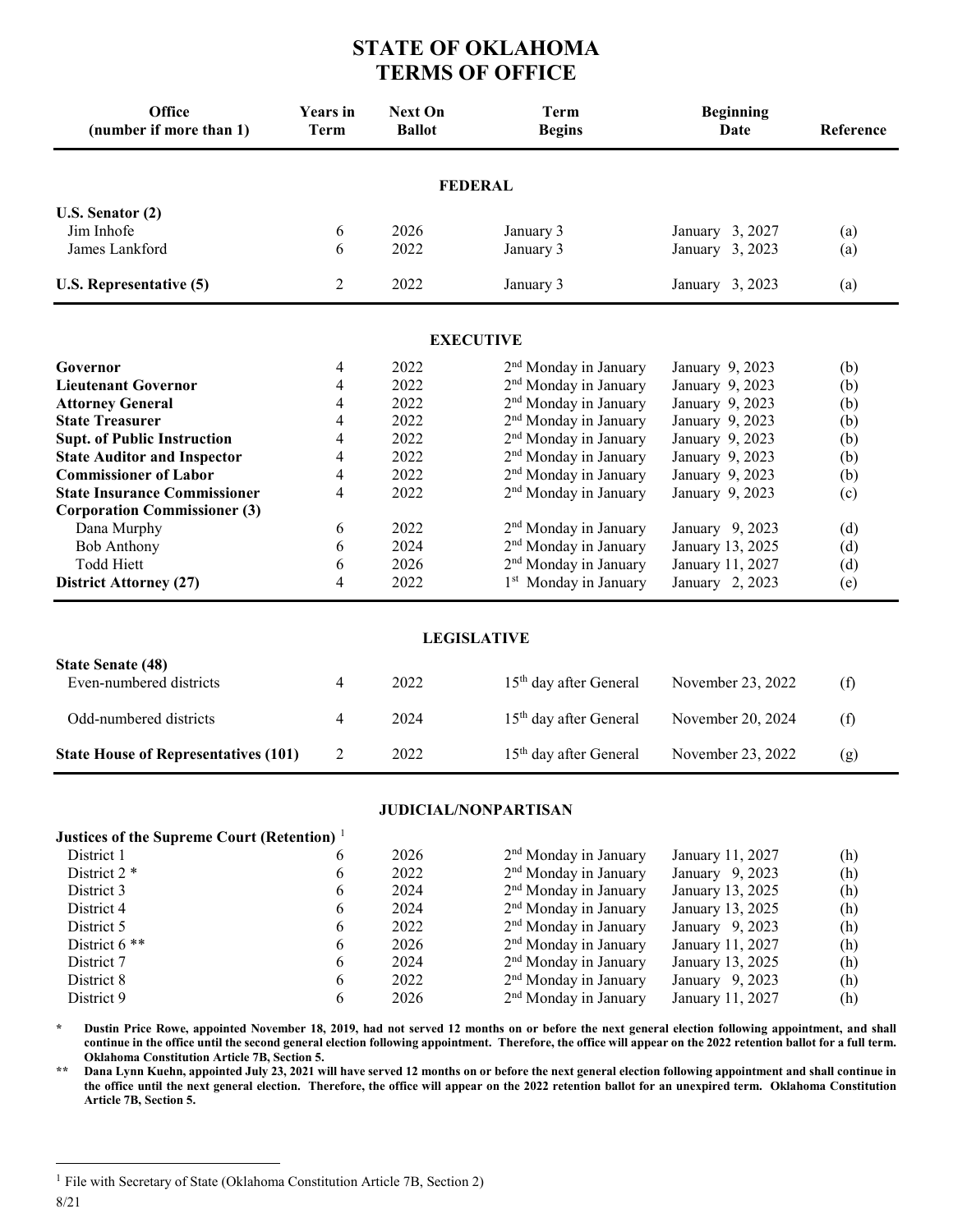# STATE OF OKLAHOMA
# TERMS OF OFFICE

| Office (number if more than 1) | Years in Term | Next On Ballot | Term Begins | Beginning Date | Reference |
|---|---|---|---|---|---|
| | | | **FEDERAL** | | |
| **U.S. Senator (2)** | | | | | |
| Jim Inhofe | 6 | 2026 | January 3 | January 3, 2027 | (a) |
| James Lankford | 6 | 2022 | January 3 | January 3, 2023 | (a) |
| **U.S. Representative (5)** | 2 | 2022 | January 3 | January 3, 2023 | (a) |
| | | | **EXECUTIVE** | | |
| **Governor** | 4 | 2022 | 2nd Monday in January | January 9, 2023 | (b) |
| **Lieutenant Governor** | 4 | 2022 | 2nd Monday in January | January 9, 2023 | (b) |
| **Attorney General** | 4 | 2022 | 2nd Monday in January | January 9, 2023 | (b) |
| **State Treasurer** | 4 | 2022 | 2nd Monday in January | January 9, 2023 | (b) |
| **Supt. of Public Instruction** | 4 | 2022 | 2nd Monday in January | January 9, 2023 | (b) |
| **State Auditor and Inspector** | 4 | 2022 | 2nd Monday in January | January 9, 2023 | (b) |
| **Commissioner of Labor** | 4 | 2022 | 2nd Monday in January | January 9, 2023 | (b) |
| **State Insurance Commissioner** | 4 | 2022 | 2nd Monday in January | January 9, 2023 | (c) |
| **Corporation Commissioner (3)** | | | | | |
| Dana Murphy | 6 | 2022 | 2nd Monday in January | January 9, 2023 | (d) |
| Bob Anthony | 6 | 2024 | 2nd Monday in January | January 13, 2025 | (d) |
| Todd Hiett | 6 | 2026 | 2nd Monday in January | January 11, 2027 | (d) |
| **District Attorney (27)** | 4 | 2022 | 1st Monday in January | January 2, 2023 | (e) |
| | | | **LEGISLATIVE** | | |
| **State Senate (48)** | | | | | |
| Even-numbered districts | 4 | 2022 | 15th day after General | November 23, 2022 | (f) |
| Odd-numbered districts | 4 | 2024 | 15th day after General | November 20, 2024 | (f) |
| **State House of Representatives (101)** | 2 | 2022 | 15th day after General | November 23, 2022 | (g) |
| | | | **JUDICIAL/NONPARTISAN** | | |
| **Justices of the Supreme Court (Retention)** [1] | | | | | |
| District 1 | 6 | 2026 | 2nd Monday in January | January 11, 2027 | (h) |
| District 2 * | 6 | 2022 | 2nd Monday in January | January 9, 2023 | (h) |
| District 3 | 6 | 2024 | 2nd Monday in January | January 13, 2025 | (h) |
| District 4 | 6 | 2024 | 2nd Monday in January | January 13, 2025 | (h) |
| District 5 | 6 | 2022 | 2nd Monday in January | January 9, 2023 | (h) |
| District 6 ** | 6 | 2026 | 2nd Monday in January | January 11, 2027 | (h) |
| District 7 | 6 | 2024 | 2nd Monday in January | January 13, 2025 | (h) |
| District 8 | 6 | 2022 | 2nd Monday in January | January 9, 2023 | (h) |
| District 9 | 6 | 2026 | 2nd Monday in January | January 11, 2027 | (h) |

**\* Dustin Price Rowe, appointed November 18, 2019, had not served 12 months on or before the next general election following appointment, and shall continue in the office until the second general election following appointment. Therefore, the office will appear on the 2022 retention ballot for a full term. Oklahoma Constitution Article 7B, Section 5.**

**\*\* Dana Lynn Kuehn, appointed July 23, 2021 will have served 12 months on or before the next general election following appointment and shall continue in the office until the next general election. Therefore, the office will appear on the 2022 retention ballot for an unexpired term. Oklahoma Constitution Article 7B, Section 5.**

[1] File with Secretary of State (Oklahoma Constitution Article 7B, Section 2)

8/21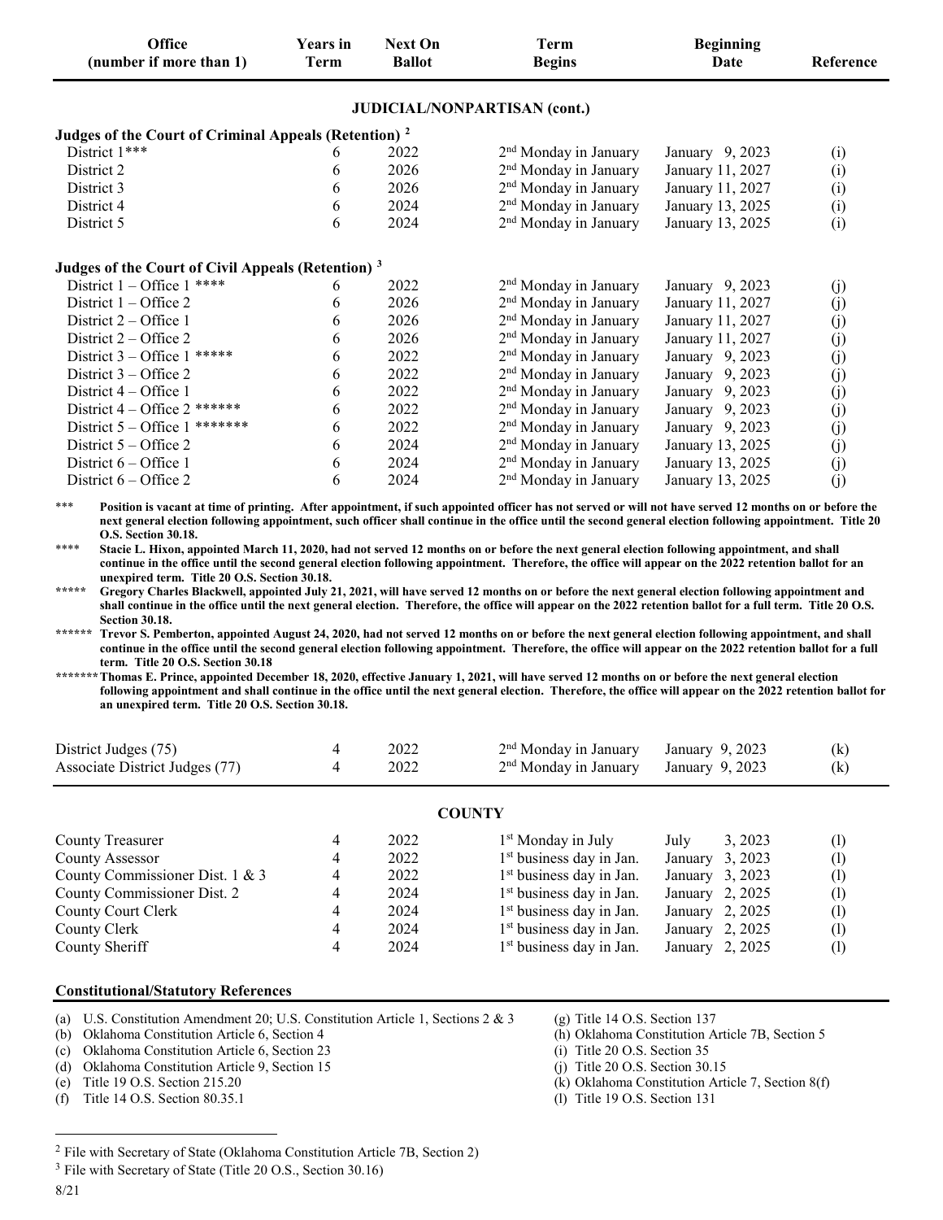| Office (number if more than 1) | Years in Term | Next On Ballot | Term Begins | Beginning Date | Reference |
|---|---|---|---|---|---|

**JUDICIAL/NONPARTISAN (cont.)**

**Judges of the Court of Criminal Appeals (Retention)** [2]

| Office | Years in Term | Next On Ballot | Term Begins | Beginning Date | Reference |
|---|---|---|---|---|---|
| District 1*** | 6 | 2022 | 2nd Monday in January | January 9, 2023 | (i) |
| District 2 | 6 | 2026 | 2nd Monday in January | January 11, 2027 | (i) |
| District 3 | 6 | 2026 | 2nd Monday in January | January 11, 2027 | (i) |
| District 4 | 6 | 2024 | 2nd Monday in January | January 13, 2025 | (i) |
| District 5 | 6 | 2024 | 2nd Monday in January | January 13, 2025 | (i) |

**Judges of the Court of Civil Appeals (Retention)** [3]

| Office | Years in Term | Next On Ballot | Term Begins | Beginning Date | Reference |
|---|---|---|---|---|---|
| District 1 – Office 1 **** | 6 | 2022 | 2nd Monday in January | January 9, 2023 | (j) |
| District 1 – Office 2 | 6 | 2026 | 2nd Monday in January | January 11, 2027 | (j) |
| District 2 – Office 1 | 6 | 2026 | 2nd Monday in January | January 11, 2027 | (j) |
| District 2 – Office 2 | 6 | 2026 | 2nd Monday in January | January 11, 2027 | (j) |
| District 3 – Office 1 ***** | 6 | 2022 | 2nd Monday in January | January 9, 2023 | (j) |
| District 3 – Office 2 | 6 | 2022 | 2nd Monday in January | January 9, 2023 | (j) |
| District 4 – Office 1 | 6 | 2022 | 2nd Monday in January | January 9, 2023 | (j) |
| District 4 – Office 2 ****** | 6 | 2022 | 2nd Monday in January | January 9, 2023 | (j) |
| District 5 – Office 1 ******* | 6 | 2022 | 2nd Monday in January | January 9, 2023 | (j) |
| District 5 – Office 2 | 6 | 2024 | 2nd Monday in January | January 13, 2025 | (j) |
| District 6 – Office 1 | 6 | 2024 | 2nd Monday in January | January 13, 2025 | (j) |
| District 6 – Office 2 | 6 | 2024 | 2nd Monday in January | January 13, 2025 | (j) |

*** **Position is vacant at time of printing. After appointment, if such appointed officer has not served or will not have served 12 months on or before the next general election following appointment, such officer shall continue in the office until the second general election following appointment. Title 20 O.S. Section 30.18.**

**** **Stacie L. Hixon, appointed March 11, 2020, had not served 12 months on or before the next general election following appointment, and shall continue in the office until the second general election following appointment. Therefore, the office will appear on the 2022 retention ballot for an unexpired term. Title 20 O.S. Section 30.18.**

***** **Gregory Charles Blackwell, appointed July 21, 2021, will have served 12 months on or before the next general election following appointment and shall continue in the office until the next general election. Therefore, the office will appear on the 2022 retention ballot for a full term. Title 20 O.S. Section 30.18.**

****** **Trevor S. Pemberton, appointed August 24, 2020, had not served 12 months on or before the next general election following appointment, and shall continue in the office until the second general election following appointment. Therefore, the office will appear on the 2022 retention ballot for a full term. Title 20 O.S. Section 30.18**

******* **Thomas E. Prince, appointed December 18, 2020, effective January 1, 2021, will have served 12 months on or before the next general election following appointment and shall continue in the office until the next general election. Therefore, the office will appear on the 2022 retention ballot for an unexpired term. Title 20 O.S. Section 30.18.**

| Office | Years in Term | Next On Ballot | Term Begins | Beginning Date | Reference |
|---|---|---|---|---|---|
| District Judges (75) | 4 | 2022 | 2nd Monday in January | January 9, 2023 | (k) |
| Associate District Judges (77) | 4 | 2022 | 2nd Monday in January | January 9, 2023 | (k) |

**COUNTY**

| Office | Years in Term | Next On Ballot | Term Begins | Beginning Date | Reference |
|---|---|---|---|---|---|
| County Treasurer | 4 | 2022 | 1st Monday in July | July 3, 2023 | (l) |
| County Assessor | 4 | 2022 | 1st business day in Jan. | January 3, 2023 | (l) |
| County Commissioner Dist. 1 & 3 | 4 | 2022 | 1st business day in Jan. | January 3, 2023 | (l) |
| County Commissioner Dist. 2 | 4 | 2024 | 1st business day in Jan. | January 2, 2025 | (l) |
| County Court Clerk | 4 | 2024 | 1st business day in Jan. | January 2, 2025 | (l) |
| County Clerk | 4 | 2024 | 1st business day in Jan. | January 2, 2025 | (l) |
| County Sheriff | 4 | 2024 | 1st business day in Jan. | January 2, 2025 | (l) |

**Constitutional/Statutory References**

(a) U.S. Constitution Amendment 20; U.S. Constitution Article 1, Sections 2 & 3
(b) Oklahoma Constitution Article 6, Section 4
(c) Oklahoma Constitution Article 6, Section 23
(d) Oklahoma Constitution Article 9, Section 15
(e) Title 19 O.S. Section 215.20
(f) Title 14 O.S. Section 80.35.1
(g) Title 14 O.S. Section 137
(h) Oklahoma Constitution Article 7B, Section 5
(i) Title 20 O.S. Section 35
(j) Title 20 O.S. Section 30.15
(k) Oklahoma Constitution Article 7, Section 8(f)
(l) Title 19 O.S. Section 131

[2] File with Secretary of State (Oklahoma Constitution Article 7B, Section 2)

[3] File with Secretary of State (Title 20 O.S., Section 30.16)

8/21